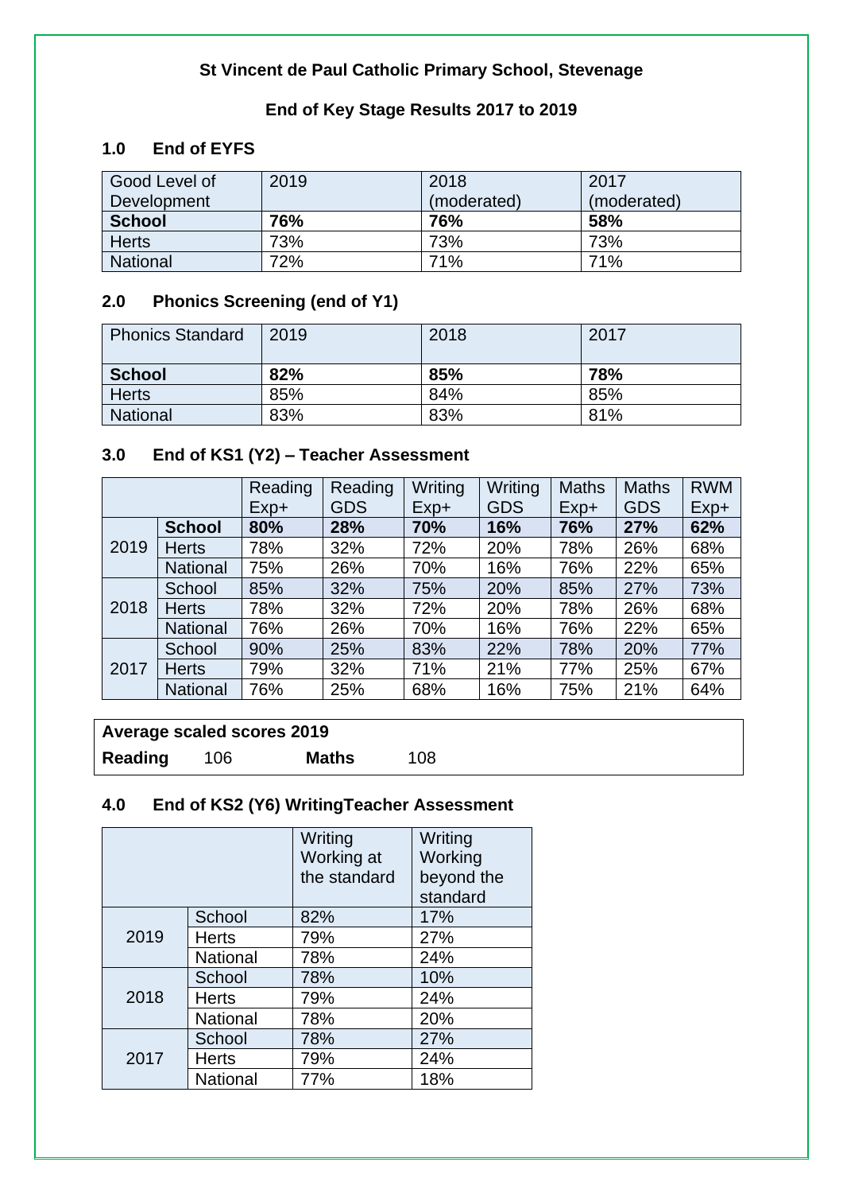# St Vincent de Paul Catholic Primary School, Stevenage

## End of Key Stage Results 2017 to 2019

### 1.0 End of EYFS

| Good Level of Development | 2019 | 2018 (moderated) | 2017 (moderated) |
|---|---|---|---|
| **School** | **76%** | **76%** | **58%** |
| Herts | 73% | 73% | 73% |
| National | 72% | 71% | 71% |

### 2.0 Phonics Screening (end of Y1)

| Phonics Standard | 2019 | 2018 | 2017 |
|---|---|---|---|
| **School** | **82%** | **85%** | **78%** |
| Herts | 85% | 84% | 85% |
| National | 83% | 83% | 81% |

### 3.0 End of KS1 (Y2) – Teacher Assessment

| | | Reading Exp+ | Reading GDS | Writing Exp+ | Writing GDS | Maths Exp+ | Maths GDS | RWM Exp+ |
|---|---|---|---|---|---|---|---|---|
| 2019 | **School** | **80%** | **28%** | **70%** | **16%** | **76%** | **27%** | **62%** |
| | Herts | 78% | 32% | 72% | 20% | 78% | 26% | 68% |
| | National | 75% | 26% | 70% | 16% | 76% | 22% | 65% |
| 2018 | School | 85% | 32% | 75% | 20% | 85% | 27% | 73% |
| | Herts | 78% | 32% | 72% | 20% | 78% | 26% | 68% |
| | National | 76% | 26% | 70% | 16% | 76% | 22% | 65% |
| 2017 | School | 90% | 25% | 83% | 22% | 78% | 20% | 77% |
| | Herts | 79% | 32% | 71% | 21% | 77% | 25% | 67% |
| | National | 76% | 25% | 68% | 16% | 75% | 21% | 64% |

| **Average scaled scores 2019** | | | |
|---|---|---|---|
| **Reading** | 106 | **Maths** | 108 |

### 4.0 End of KS2 (Y6) WritingTeacher Assessment

| | | Writing Working at the standard | Writing Working beyond the standard |
|---|---|---|---|
| 2019 | School | 82% | 17% |
| | Herts | 79% | 27% |
| | National | 78% | 24% |
| 2018 | School | 78% | 10% |
| | Herts | 79% | 24% |
| | National | 78% | 20% |
| 2017 | School | 78% | 27% |
| | Herts | 79% | 24% |
| | National | 77% | 18% |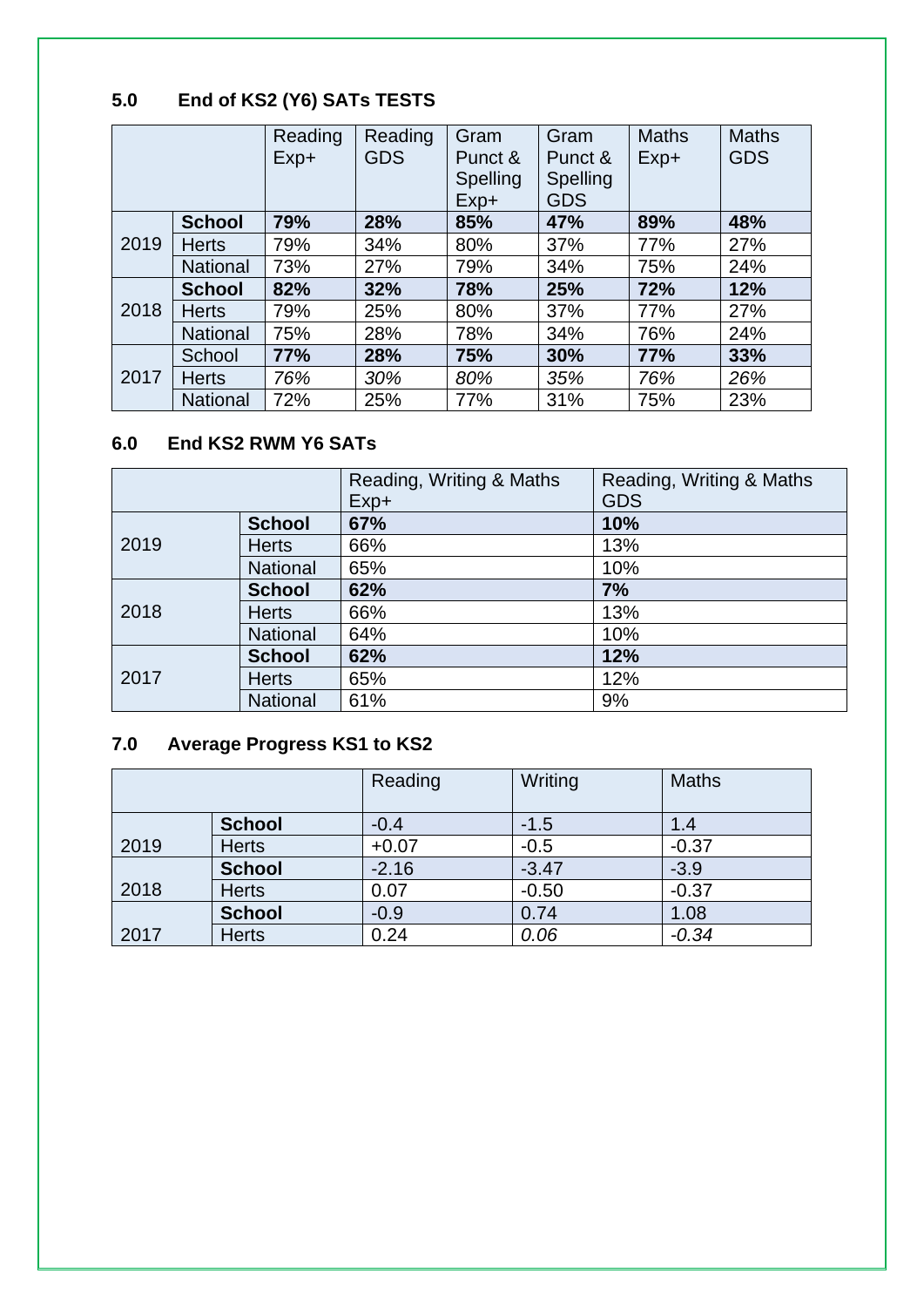## 5.0 End of KS2 (Y6) SATs TESTS

| | | Reading Exp+ | Reading GDS | Gram Punct & Spelling Exp+ | Gram Punct & Spelling GDS | Maths Exp+ | Maths GDS |
|---|---|---|---|---|---|---|---|
| 2019 | **School** | **79%** | **28%** | **85%** | **47%** | **89%** | **48%** |
| | Herts | 79% | 34% | 80% | 37% | 77% | 27% |
| | National | 73% | 27% | 79% | 34% | 75% | 24% |
| 2018 | **School** | **82%** | **32%** | **78%** | **25%** | **72%** | **12%** |
| | Herts | 79% | 25% | 80% | 37% | 77% | 27% |
| | National | 75% | 28% | 78% | 34% | 76% | 24% |
| 2017 | School | **77%** | **28%** | **75%** | **30%** | **77%** | **33%** |
| | Herts | *76%* | *30%* | *80%* | *35%* | *76%* | *26%* |
| | National | 72% | 25% | 77% | 31% | 75% | 23% |

## 6.0 End KS2 RWM Y6 SATs

| | | Reading, Writing & Maths Exp+ | Reading, Writing & Maths GDS |
|---|---|---|---|
| 2019 | **School** | **67%** | **10%** |
| | Herts | 66% | 13% |
| | National | 65% | 10% |
| 2018 | **School** | **62%** | **7%** |
| | Herts | 66% | 13% |
| | National | 64% | 10% |
| 2017 | **School** | **62%** | **12%** |
| | Herts | 65% | 12% |
| | National | 61% | 9% |

## 7.0 Average Progress KS1 to KS2

| | | Reading | Writing | Maths |
|---|---|---|---|---|
| 2019 | **School** | -0.4 | -1.5 | 1.4 |
| | Herts | +0.07 | -0.5 | -0.37 |
| 2018 | **School** | -2.16 | -3.47 | -3.9 |
| | Herts | 0.07 | -0.50 | -0.37 |
| 2017 | **School** | -0.9 | 0.74 | 1.08 |
| | Herts | 0.24 | *0.06* | *-0.34* |